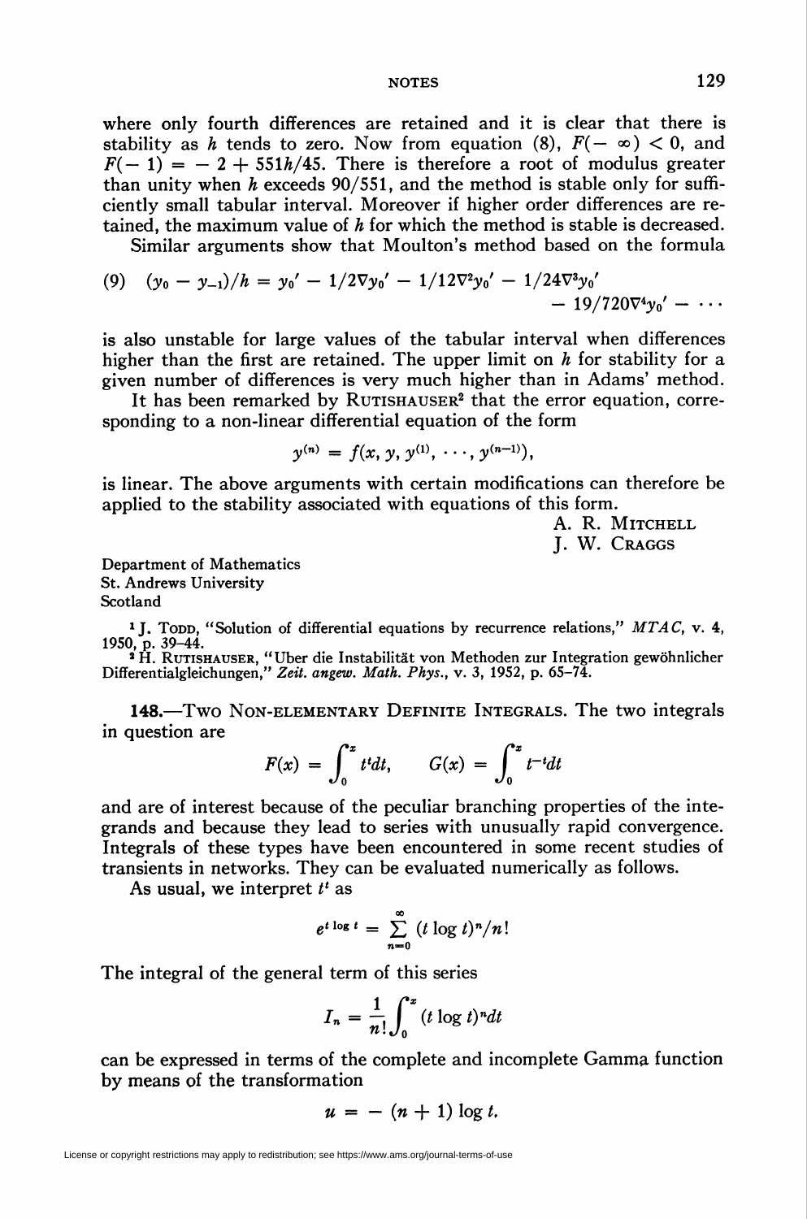where only fourth differences are retained and it is clear that there is stability as $h$ tends to zero. Now from equation (8), $F(-\infty) < 0$, and $F(-1) = -2 + 551h/45$. There is therefore a root of modulus greater than unity when $h$ exceeds $90/551$, and the method is stable only for sufficiently small tabular interval. Moreover if higher order differences are retained, the maximum value of $h$ for which the method is stable is decreased.

Similar arguments show that Moulton's method based on the formula

$$(9) \quad (y_0 - y_{-1})/h = y_0' - 1/2\nabla y_0' - 1/12\nabla^2 y_0' - 1/24\nabla^3 y_0' - 19/720\nabla^4 y_0' - \cdots$$

is also unstable for large values of the tabular interval when differences higher than the first are retained. The upper limit on $h$ for stability for a given number of differences is very much higher than in Adams' method.

It has been remarked by RUTISHAUSER[2] that the error equation, corresponding to a non-linear differential equation of the form

$$y^{(n)} = f(x, y, y^{(1)}, \cdots, y^{(n-1)}),$$

is linear. The above arguments with certain modifications can therefore be applied to the stability associated with equations of this form.

A. R. MITCHELL
J. W. CRAGGS

Department of Mathematics
St. Andrews University
Scotland

[1] J. TODD, "Solution of differential equations by recurrence relations," *MTAC*, v. 4, 1950, p. 39–44.

[2] H. RUTISHAUSER, "Uber die Instabilität von Methoden zur Integration gewöhnlicher Differentialgleichungen," *Zeit. angew. Math. Phys.*, v. 3, 1952, p. 65–74.

**148.—TWO NON-ELEMENTARY DEFINITE INTEGRALS.** The two integrals in question are

$$F(x) = \int_0^x t^t dt, \qquad G(x) = \int_0^x t^{-t} dt$$

and are of interest because of the peculiar branching properties of the integrands and because they lead to series with unusually rapid convergence. Integrals of these types have been encountered in some recent studies of transients in networks. They can be evaluated numerically as follows.

As usual, we interpret $t^t$ as

$$e^{t \log t} = \sum_{n=0}^{\infty} (t \log t)^n / n!$$

The integral of the general term of this series

$$I_n = \frac{1}{n!} \int_0^x (t \log t)^n dt$$

can be expressed in terms of the complete and incomplete Gamma function by means of the transformation

$$u = -(n + 1) \log t.$$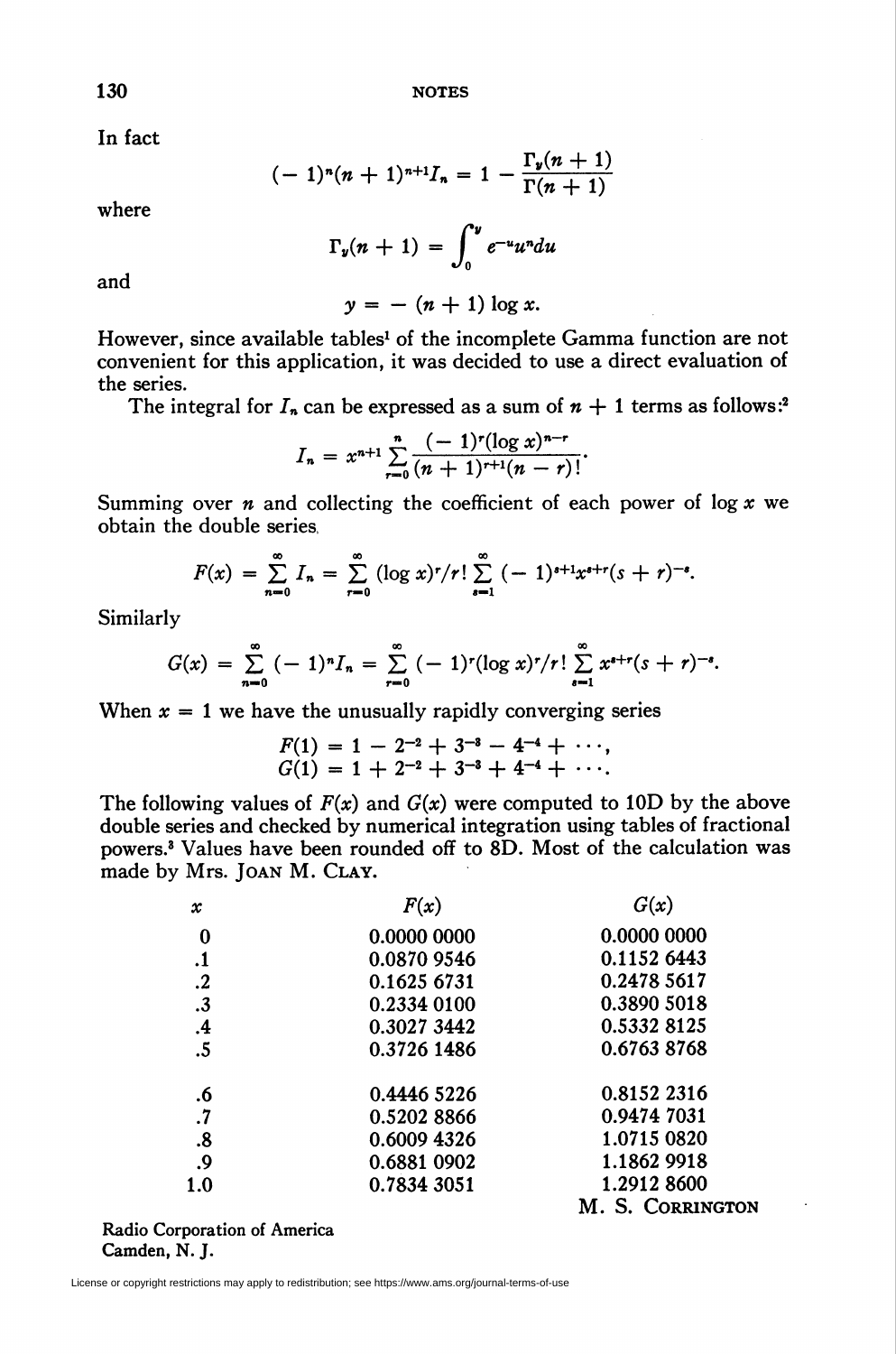In fact

$$(-1)^n(n+1)^{n+1}I_n = 1 - \frac{\Gamma_y(n+1)}{\Gamma(n+1)}$$

where

$$\Gamma_y(n+1) = \int_0^y e^{-u}u^n du$$

and

$$y = -(n+1)\log x.$$

However, since available tables[1] of the incomplete Gamma function are not convenient for this application, it was decided to use a direct evaluation of the series.

The integral for $I_n$ can be expressed as a sum of $n+1$ terms as follows:[2]

$$I_n = x^{n+1}\sum_{r=0}^{n}\frac{(-1)^r(\log x)^{n-r}}{(n+1)^{r+1}(n-r)!}.$$

Summing over $n$ and collecting the coefficient of each power of $\log x$ we obtain the double series,

$$F(x) = \sum_{n=0}^{\infty} I_n = \sum_{r=0}^{\infty} (\log x)^r/r! \sum_{s=1}^{\infty} (-1)^{s+1}x^{s+r}(s+r)^{-s}.$$

Similarly

$$G(x) = \sum_{n=0}^{\infty} (-1)^n I_n = \sum_{r=0}^{\infty} (-1)^r(\log x)^r/r! \sum_{s=1}^{\infty} x^{s+r}(s+r)^{-s}.$$

When $x = 1$ we have the unusually rapidly converging series

$$F(1) = 1 - 2^{-2} + 3^{-3} - 4^{-4} + \cdots,$$
$$G(1) = 1 + 2^{-2} + 3^{-3} + 4^{-4} + \cdots.$$

The following values of $F(x)$ and $G(x)$ were computed to 10D by the above double series and checked by numerical integration using tables of fractional powers.[3] Values have been rounded off to 8D. Most of the calculation was made by Mrs. Joan M. Clay.

| $x$ | $F(x)$ | $G(x)$ |
|---|---|---|
| 0 | 0.0000 0000 | 0.0000 0000 |
| .1 | 0.0870 9546 | 0.1152 6443 |
| .2 | 0.1625 6731 | 0.2478 5617 |
| .3 | 0.2334 0100 | 0.3890 5018 |
| .4 | 0.3027 3442 | 0.5332 8125 |
| .5 | 0.3726 1486 | 0.6763 8768 |
| .6 | 0.4446 5226 | 0.8152 2316 |
| .7 | 0.5202 8866 | 0.9474 7031 |
| .8 | 0.6009 4326 | 1.0715 0820 |
| .9 | 0.6881 0902 | 1.1862 9918 |
| 1.0 | 0.7834 3051 | 1.2912 8600 |

M. S. Corrington

Radio Corporation of America
Camden, N. J.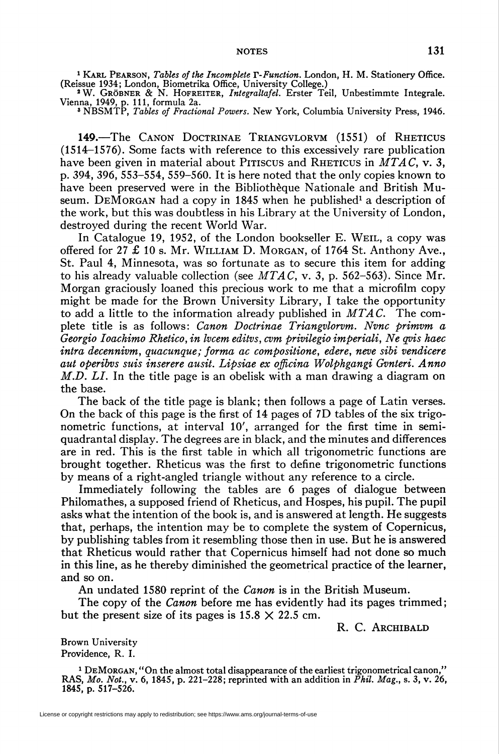[1] KARL PEARSON, *Tables of the Incomplete Γ-Function*. London, H. M. Stationery Office. (Reissue 1934; London, Biometrika Office, University College.)

[2] W. GRÖBNER & N. HOFREITER, *Integraltafel*. Erster Teil, Unbestimmte Integrale. Vienna, 1949, p. 111, formula 2a.

[3] NBSMTP, *Tables of Fractional Powers*. New York, Columbia University Press, 1946.

**149.**—The CANON DOCTRINAE TRIANGVLORVM (1551) of RHETICUS (1514–1576). Some facts with reference to this excessively rare publication have been given in material about PITISCUS and RHETICUS in *MTAC*, v. 3, p. 394, 396, 553–554, 559–560. It is here noted that the only copies known to have been preserved were in the Bibliothèque Nationale and British Museum. DEMORGAN had a copy in 1845 when he published[1] a description of the work, but this was doubtless in his Library at the University of London, destroyed during the recent World War.

In Catalogue 19, 1952, of the London bookseller E. WEIL, a copy was offered for 27 £ 10 s. Mr. WILLIAM D. MORGAN, of 1764 St. Anthony Ave., St. Paul 4, Minnesota, was so fortunate as to secure this item for adding to his already valuable collection (see *MTAC*, v. 3, p. 562–563). Since Mr. Morgan graciously loaned this precious work to me that a microfilm copy might be made for the Brown University Library, I take the opportunity to add a little to the information already published in *MTAC*. The complete title is as follows: *Canon Doctrinae Triangvlorvm. Nvnc primvm a Georgio Ioachimo Rhetico, in lvcem editvs, cvm privilegio imperiali, Ne qvis haec intra decennivm, quacunque; forma ac compositione, edere, neve sibi vendicere aut operibvs suis inserere ausit. Lipsiae ex officina Wolphgangi Gvnteri. Anno M.D. LI.* In the title page is an obelisk with a man drawing a diagram on the base.

The back of the title page is blank; then follows a page of Latin verses. On the back of this page is the first of 14 pages of 7D tables of the six trigonometric functions, at interval 10′, arranged for the first time in semi-quadrantal display. The degrees are in black, and the minutes and differences are in red. This is the first table in which all trigonometric functions are brought together. Rheticus was the first to define trigonometric functions by means of a right-angled triangle without any reference to a circle.

Immediately following the tables are 6 pages of dialogue between Philomathes, a supposed friend of Rheticus, and Hospes, his pupil. The pupil asks what the intention of the book is, and is answered at length. He suggests that, perhaps, the intention may be to complete the system of Copernicus, by publishing tables from it resembling those then in use. But he is answered that Rheticus would rather that Copernicus himself had not done so much in this line, as he thereby diminished the geometrical practice of the learner, and so on.

An undated 1580 reprint of the *Canon* is in the British Museum.

The copy of the *Canon* before me has evidently had its pages trimmed; but the present size of its pages is 15.8 × 22.5 cm.

R. C. ARCHIBALD

Brown University
Providence, R. I.

[1] DEMORGAN, "On the almost total disappearance of the earliest trigonometrical canon," RAS, *Mo. Not.*, v. 6, 1845, p. 221–228; reprinted with an addition in *Phil. Mag.*, s. 3, v. 26, 1845, p. 517–526.